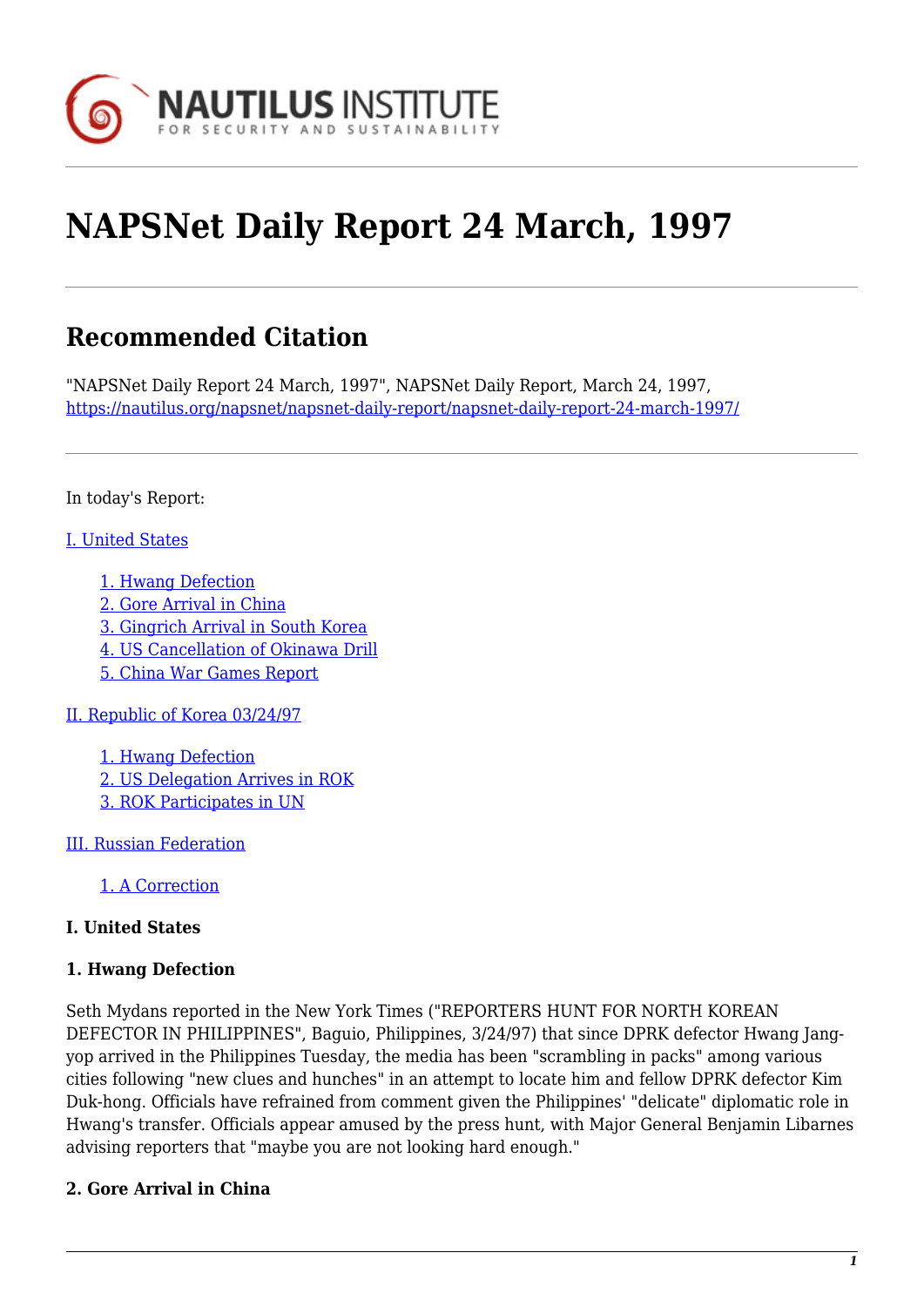# NAPSNet Daily Report 24 March, 1997

## Recommended Citation

"NAPSNet Daily Report 24 March, 1997", NAPSNet Daily Report, March 24, 1997, https://nautilus.org/napsnet/napsnet-daily-report/napsnet-daily-report-24-march-1997/

In today's Report:

I. United States

- 1. Hwang Defection
- 2. Gore Arrival in China
- 3. Gingrich Arrival in South Korea
- 4. US Cancellation of Okinawa Drill
- 5. China War Games Report

II. Republic of Korea 03/24/97

- 1. Hwang Defection
- 2. US Delegation Arrives in ROK
- 3. ROK Participates in UN

III. Russian Federation

- 1. A Correction

**I. United States**

**1. Hwang Defection**

Seth Mydans reported in the New York Times ("REPORTERS HUNT FOR NORTH KOREAN DEFECTOR IN PHILIPPINES", Baguio, Philippines, 3/24/97) that since DPRK defector Hwang Jang-yop arrived in the Philippines Tuesday, the media has been "scrambling in packs" among various cities following "new clues and hunches" in an attempt to locate him and fellow DPRK defector Kim Duk-hong. Officials have refrained from comment given the Philippines' "delicate" diplomatic role in Hwang's transfer. Officials appear amused by the press hunt, with Major General Benjamin Libarnes advising reporters that "maybe you are not looking hard enough."

**2. Gore Arrival in China**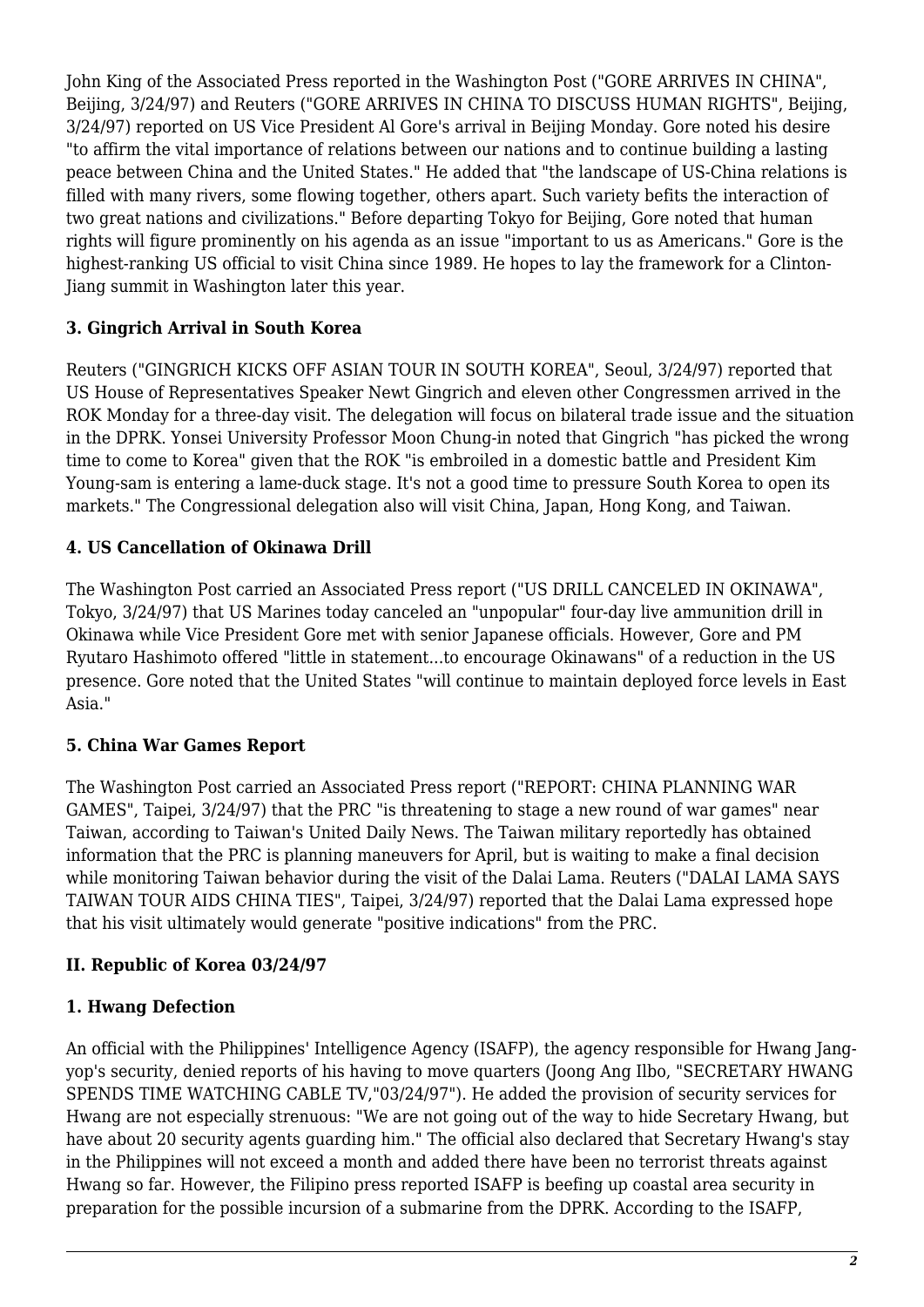John King of the Associated Press reported in the Washington Post ("GORE ARRIVES IN CHINA", Beijing, 3/24/97) and Reuters ("GORE ARRIVES IN CHINA TO DISCUSS HUMAN RIGHTS", Beijing, 3/24/97) reported on US Vice President Al Gore's arrival in Beijing Monday. Gore noted his desire "to affirm the vital importance of relations between our nations and to continue building a lasting peace between China and the United States." He added that "the landscape of US-China relations is filled with many rivers, some flowing together, others apart. Such variety befits the interaction of two great nations and civilizations." Before departing Tokyo for Beijing, Gore noted that human rights will figure prominently on his agenda as an issue "important to us as Americans." Gore is the highest-ranking US official to visit China since 1989. He hopes to lay the framework for a Clinton-Jiang summit in Washington later this year.

### 3. Gingrich Arrival in South Korea

Reuters ("GINGRICH KICKS OFF ASIAN TOUR IN SOUTH KOREA", Seoul, 3/24/97) reported that US House of Representatives Speaker Newt Gingrich and eleven other Congressmen arrived in the ROK Monday for a three-day visit. The delegation will focus on bilateral trade issue and the situation in the DPRK. Yonsei University Professor Moon Chung-in noted that Gingrich "has picked the wrong time to come to Korea" given that the ROK "is embroiled in a domestic battle and President Kim Young-sam is entering a lame-duck stage. It's not a good time to pressure South Korea to open its markets." The Congressional delegation also will visit China, Japan, Hong Kong, and Taiwan.

### 4. US Cancellation of Okinawa Drill

The Washington Post carried an Associated Press report ("US DRILL CANCELED IN OKINAWA", Tokyo, 3/24/97) that US Marines today canceled an "unpopular" four-day live ammunition drill in Okinawa while Vice President Gore met with senior Japanese officials. However, Gore and PM Ryutaro Hashimoto offered "little in statement...to encourage Okinawans" of a reduction in the US presence. Gore noted that the United States "will continue to maintain deployed force levels in East Asia."

### 5. China War Games Report

The Washington Post carried an Associated Press report ("REPORT: CHINA PLANNING WAR GAMES", Taipei, 3/24/97) that the PRC "is threatening to stage a new round of war games" near Taiwan, according to Taiwan's United Daily News. The Taiwan military reportedly has obtained information that the PRC is planning maneuvers for April, but is waiting to make a final decision while monitoring Taiwan behavior during the visit of the Dalai Lama. Reuters ("DALAI LAMA SAYS TAIWAN TOUR AIDS CHINA TIES", Taipei, 3/24/97) reported that the Dalai Lama expressed hope that his visit ultimately would generate "positive indications" from the PRC.

## II. Republic of Korea 03/24/97

### 1. Hwang Defection

An official with the Philippines' Intelligence Agency (ISAFP), the agency responsible for Hwang Jang-yop's security, denied reports of his having to move quarters (Joong Ang Ilbo, "SECRETARY HWANG SPENDS TIME WATCHING CABLE TV,"03/24/97"). He added the provision of security services for Hwang are not especially strenuous: "We are not going out of the way to hide Secretary Hwang, but have about 20 security agents guarding him." The official also declared that Secretary Hwang's stay in the Philippines will not exceed a month and added there have been no terrorist threats against Hwang so far. However, the Filipino press reported ISAFP is beefing up coastal area security in preparation for the possible incursion of a submarine from the DPRK. According to the ISAFP,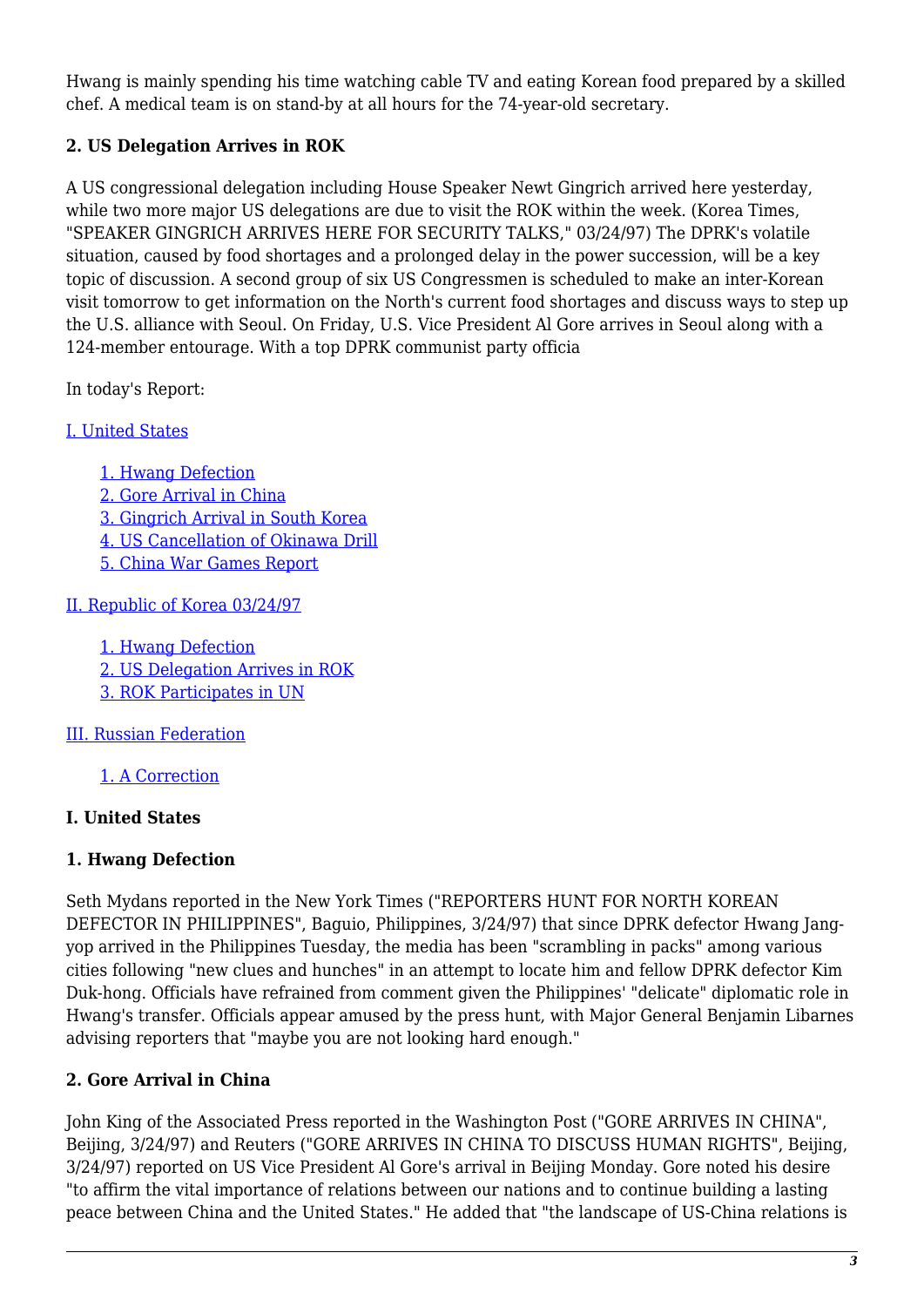Hwang is mainly spending his time watching cable TV and eating Korean food prepared by a skilled chef. A medical team is on stand-by at all hours for the 74-year-old secretary.

**2. US Delegation Arrives in ROK**

A US congressional delegation including House Speaker Newt Gingrich arrived here yesterday, while two more major US delegations are due to visit the ROK within the week. (Korea Times, "SPEAKER GINGRICH ARRIVES HERE FOR SECURITY TALKS," 03/24/97) The DPRK's volatile situation, caused by food shortages and a prolonged delay in the power succession, will be a key topic of discussion. A second group of six US Congressmen is scheduled to make an inter-Korean visit tomorrow to get information on the North's current food shortages and discuss ways to step up the U.S. alliance with Seoul. On Friday, U.S. Vice President Al Gore arrives in Seoul along with a 124-member entourage. With a top DPRK communist party officia

In today's Report:

[I. United States]

- [1. Hwang Defection]
- [2. Gore Arrival in China]
- [3. Gingrich Arrival in South Korea]
- [4. US Cancellation of Okinawa Drill]
- [5. China War Games Report]

[II. Republic of Korea 03/24/97]

- [1. Hwang Defection]
- [2. US Delegation Arrives in ROK]
- [3. ROK Participates in UN]

[III. Russian Federation]

- [1. A Correction]

**I. United States**

**1. Hwang Defection**

Seth Mydans reported in the New York Times ("REPORTERS HUNT FOR NORTH KOREAN DEFECTOR IN PHILIPPINES", Baguio, Philippines, 3/24/97) that since DPRK defector Hwang Jang-yop arrived in the Philippines Tuesday, the media has been "scrambling in packs" among various cities following "new clues and hunches" in an attempt to locate him and fellow DPRK defector Kim Duk-hong. Officials have refrained from comment given the Philippines' "delicate" diplomatic role in Hwang's transfer. Officials appear amused by the press hunt, with Major General Benjamin Libarnes advising reporters that "maybe you are not looking hard enough."

**2. Gore Arrival in China**

John King of the Associated Press reported in the Washington Post ("GORE ARRIVES IN CHINA", Beijing, 3/24/97) and Reuters ("GORE ARRIVES IN CHINA TO DISCUSS HUMAN RIGHTS", Beijing, 3/24/97) reported on US Vice President Al Gore's arrival in Beijing Monday. Gore noted his desire "to affirm the vital importance of relations between our nations and to continue building a lasting peace between China and the United States." He added that "the landscape of US-China relations is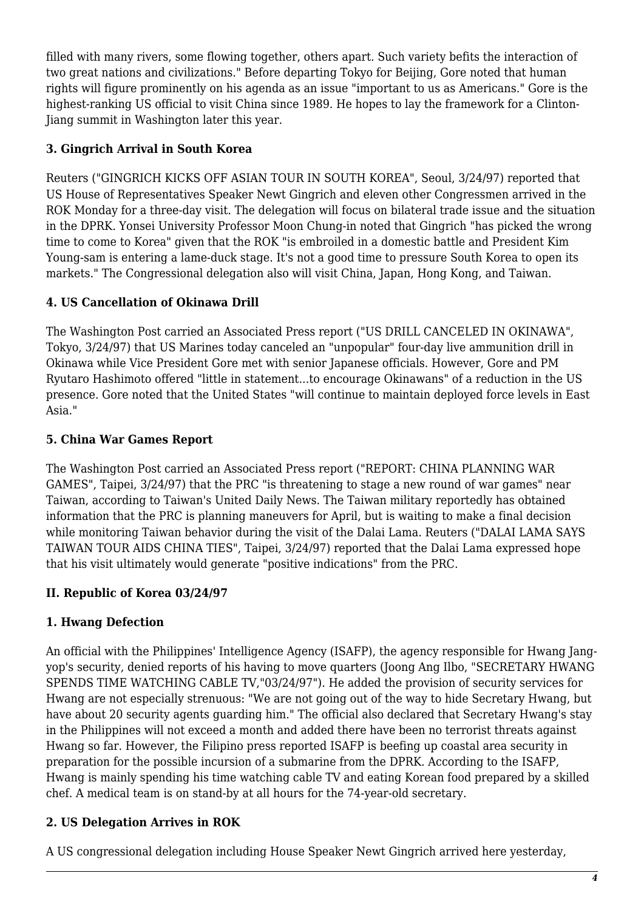filled with many rivers, some flowing together, others apart. Such variety befits the interaction of two great nations and civilizations." Before departing Tokyo for Beijing, Gore noted that human rights will figure prominently on his agenda as an issue "important to us as Americans." Gore is the highest-ranking US official to visit China since 1989. He hopes to lay the framework for a Clinton-Jiang summit in Washington later this year.

### 3. Gingrich Arrival in South Korea

Reuters ("GINGRICH KICKS OFF ASIAN TOUR IN SOUTH KOREA", Seoul, 3/24/97) reported that US House of Representatives Speaker Newt Gingrich and eleven other Congressmen arrived in the ROK Monday for a three-day visit. The delegation will focus on bilateral trade issue and the situation in the DPRK. Yonsei University Professor Moon Chung-in noted that Gingrich "has picked the wrong time to come to Korea" given that the ROK "is embroiled in a domestic battle and President Kim Young-sam is entering a lame-duck stage. It's not a good time to pressure South Korea to open its markets." The Congressional delegation also will visit China, Japan, Hong Kong, and Taiwan.

### 4. US Cancellation of Okinawa Drill

The Washington Post carried an Associated Press report ("US DRILL CANCELED IN OKINAWA", Tokyo, 3/24/97) that US Marines today canceled an "unpopular" four-day live ammunition drill in Okinawa while Vice President Gore met with senior Japanese officials. However, Gore and PM Ryutaro Hashimoto offered "little in statement...to encourage Okinawans" of a reduction in the US presence. Gore noted that the United States "will continue to maintain deployed force levels in East Asia."

### 5. China War Games Report

The Washington Post carried an Associated Press report ("REPORT: CHINA PLANNING WAR GAMES", Taipei, 3/24/97) that the PRC "is threatening to stage a new round of war games" near Taiwan, according to Taiwan's United Daily News. The Taiwan military reportedly has obtained information that the PRC is planning maneuvers for April, but is waiting to make a final decision while monitoring Taiwan behavior during the visit of the Dalai Lama. Reuters ("DALAI LAMA SAYS TAIWAN TOUR AIDS CHINA TIES", Taipei, 3/24/97) reported that the Dalai Lama expressed hope that his visit ultimately would generate "positive indications" from the PRC.

## II. Republic of Korea 03/24/97

### 1. Hwang Defection

An official with the Philippines' Intelligence Agency (ISAFP), the agency responsible for Hwang Jang-yop's security, denied reports of his having to move quarters (Joong Ang Ilbo, "SECRETARY HWANG SPENDS TIME WATCHING CABLE TV,"03/24/97"). He added the provision of security services for Hwang are not especially strenuous: "We are not going out of the way to hide Secretary Hwang, but have about 20 security agents guarding him." The official also declared that Secretary Hwang's stay in the Philippines will not exceed a month and added there have been no terrorist threats against Hwang so far. However, the Filipino press reported ISAFP is beefing up coastal area security in preparation for the possible incursion of a submarine from the DPRK. According to the ISAFP, Hwang is mainly spending his time watching cable TV and eating Korean food prepared by a skilled chef. A medical team is on stand-by at all hours for the 74-year-old secretary.

### 2. US Delegation Arrives in ROK

A US congressional delegation including House Speaker Newt Gingrich arrived here yesterday,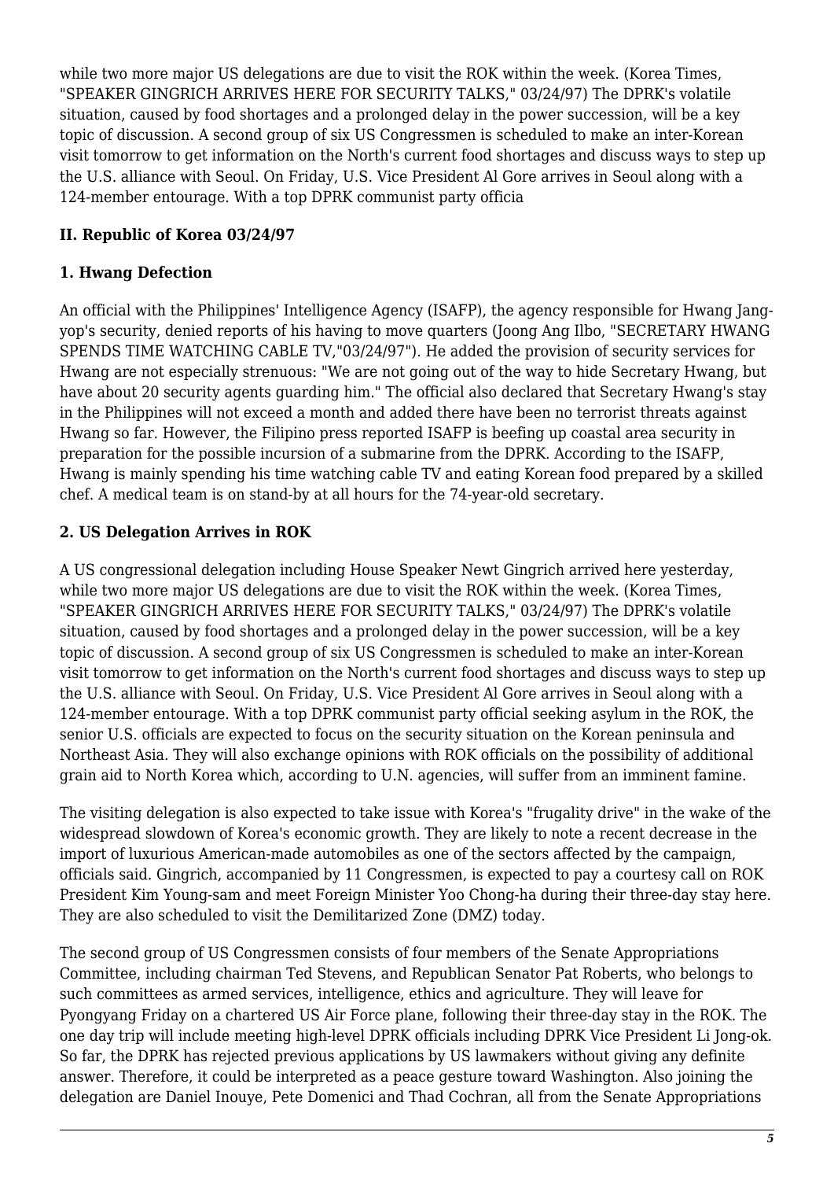while two more major US delegations are due to visit the ROK within the week. (Korea Times, "SPEAKER GINGRICH ARRIVES HERE FOR SECURITY TALKS," 03/24/97) The DPRK's volatile situation, caused by food shortages and a prolonged delay in the power succession, will be a key topic of discussion. A second group of six US Congressmen is scheduled to make an inter-Korean visit tomorrow to get information on the North's current food shortages and discuss ways to step up the U.S. alliance with Seoul. On Friday, U.S. Vice President Al Gore arrives in Seoul along with a 124-member entourage. With a top DPRK communist party officia

## II. Republic of Korea 03/24/97

### 1. Hwang Defection

An official with the Philippines' Intelligence Agency (ISAFP), the agency responsible for Hwang Jang-yop's security, denied reports of his having to move quarters (Joong Ang Ilbo, "SECRETARY HWANG SPENDS TIME WATCHING CABLE TV,"03/24/97"). He added the provision of security services for Hwang are not especially strenuous: "We are not going out of the way to hide Secretary Hwang, but have about 20 security agents guarding him." The official also declared that Secretary Hwang's stay in the Philippines will not exceed a month and added there have been no terrorist threats against Hwang so far. However, the Filipino press reported ISAFP is beefing up coastal area security in preparation for the possible incursion of a submarine from the DPRK. According to the ISAFP, Hwang is mainly spending his time watching cable TV and eating Korean food prepared by a skilled chef. A medical team is on stand-by at all hours for the 74-year-old secretary.

### 2. US Delegation Arrives in ROK

A US congressional delegation including House Speaker Newt Gingrich arrived here yesterday, while two more major US delegations are due to visit the ROK within the week. (Korea Times, "SPEAKER GINGRICH ARRIVES HERE FOR SECURITY TALKS," 03/24/97) The DPRK's volatile situation, caused by food shortages and a prolonged delay in the power succession, will be a key topic of discussion. A second group of six US Congressmen is scheduled to make an inter-Korean visit tomorrow to get information on the North's current food shortages and discuss ways to step up the U.S. alliance with Seoul. On Friday, U.S. Vice President Al Gore arrives in Seoul along with a 124-member entourage. With a top DPRK communist party official seeking asylum in the ROK, the senior U.S. officials are expected to focus on the security situation on the Korean peninsula and Northeast Asia. They will also exchange opinions with ROK officials on the possibility of additional grain aid to North Korea which, according to U.N. agencies, will suffer from an imminent famine.

The visiting delegation is also expected to take issue with Korea's "frugality drive" in the wake of the widespread slowdown of Korea's economic growth. They are likely to note a recent decrease in the import of luxurious American-made automobiles as one of the sectors affected by the campaign, officials said. Gingrich, accompanied by 11 Congressmen, is expected to pay a courtesy call on ROK President Kim Young-sam and meet Foreign Minister Yoo Chong-ha during their three-day stay here. They are also scheduled to visit the Demilitarized Zone (DMZ) today.

The second group of US Congressmen consists of four members of the Senate Appropriations Committee, including chairman Ted Stevens, and Republican Senator Pat Roberts, who belongs to such committees as armed services, intelligence, ethics and agriculture. They will leave for Pyongyang Friday on a chartered US Air Force plane, following their three-day stay in the ROK. The one day trip will include meeting high-level DPRK officials including DPRK Vice President Li Jong-ok. So far, the DPRK has rejected previous applications by US lawmakers without giving any definite answer. Therefore, it could be interpreted as a peace gesture toward Washington. Also joining the delegation are Daniel Inouye, Pete Domenici and Thad Cochran, all from the Senate Appropriations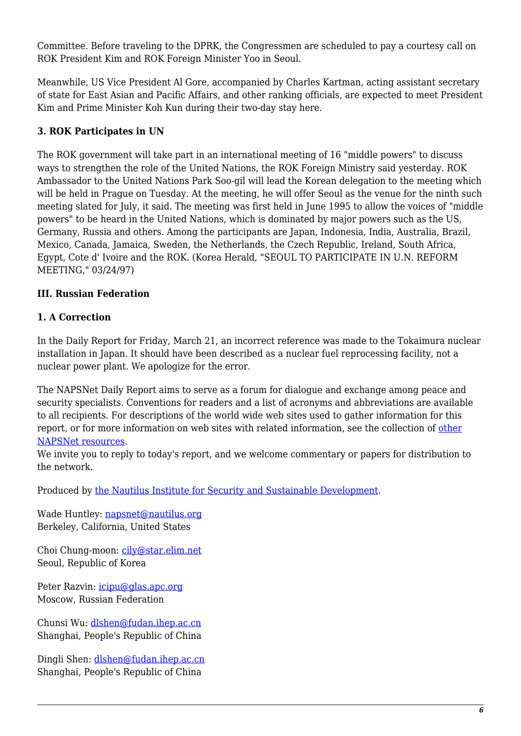Committee. Before traveling to the DPRK, the Congressmen are scheduled to pay a courtesy call on ROK President Kim and ROK Foreign Minister Yoo in Seoul.

Meanwhile, US Vice President Al Gore, accompanied by Charles Kartman, acting assistant secretary of state for East Asian and Pacific Affairs, and other ranking officials, are expected to meet President Kim and Prime Minister Koh Kun during their two-day stay here.

### 3. ROK Participates in UN

The ROK government will take part in an international meeting of 16 "middle powers" to discuss ways to strengthen the role of the United Nations, the ROK Foreign Ministry said yesterday. ROK Ambassador to the United Nations Park Soo-gil will lead the Korean delegation to the meeting which will be held in Prague on Tuesday. At the meeting, he will offer Seoul as the venue for the ninth such meeting slated for July, it said. The meeting was first held in June 1995 to allow the voices of "middle powers" to be heard in the United Nations, which is dominated by major powers such as the US, Germany, Russia and others. Among the participants are Japan, Indonesia, India, Australia, Brazil, Mexico, Canada, Jamaica, Sweden, the Netherlands, the Czech Republic, Ireland, South Africa, Egypt, Cote d' Ivoire and the ROK. (Korea Herald, "SEOUL TO PARTICIPATE IN U.N. REFORM MEETING," 03/24/97)

## III. Russian Federation

### 1. A Correction

In the Daily Report for Friday, March 21, an incorrect reference was made to the Tokaimura nuclear installation in Japan. It should have been described as a nuclear fuel reprocessing facility, not a nuclear power plant. We apologize for the error.

The NAPSNet Daily Report aims to serve as a forum for dialogue and exchange among peace and security specialists. Conventions for readers and a list of acronyms and abbreviations are available to all recipients. For descriptions of the world wide web sites used to gather information for this report, or for more information on web sites with related information, see the collection of [other NAPSNet resources](#).
We invite you to reply to today's report, and we welcome commentary or papers for distribution to the network.

Produced by [the Nautilus Institute for Security and Sustainable Development](#).

Wade Huntley: napsnet@nautilus.org
Berkeley, California, United States

Choi Chung-moon: cily@star.elim.net
Seoul, Republic of Korea

Peter Razvin: icipu@glas.apc.org
Moscow, Russian Federation

Chunsi Wu: dlshen@fudan.ihep.ac.cn
Shanghai, People's Republic of China

Dingli Shen: dlshen@fudan.ihep.ac.cn
Shanghai, People's Republic of China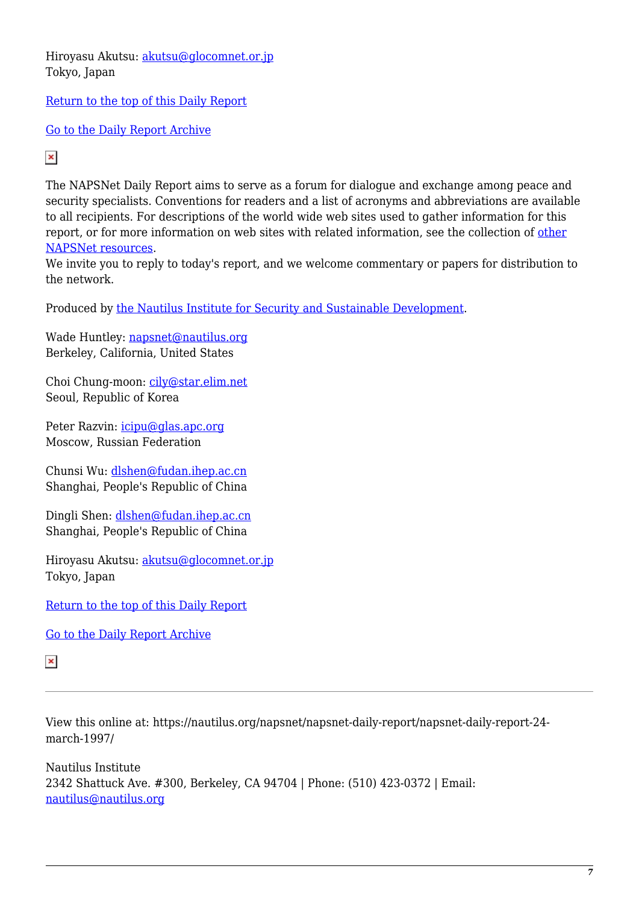Hiroyasu Akutsu: [akutsu@glocomnet.or.jp](mailto:akutsu@glocomnet.or.jp)
Tokyo, Japan

[Return to the top of this Daily Report](#)

[Go to the Daily Report Archive](#)

The NAPSNet Daily Report aims to serve as a forum for dialogue and exchange among peace and security specialists. Conventions for readers and a list of acronyms and abbreviations are available to all recipients. For descriptions of the world wide web sites used to gather information for this report, or for more information on web sites with related information, see the collection of [other NAPSNet resources](#).
We invite you to reply to today's report, and we welcome commentary or papers for distribution to the network.

Produced by [the Nautilus Institute for Security and Sustainable Development](#).

Wade Huntley: [napsnet@nautilus.org](mailto:napsnet@nautilus.org)
Berkeley, California, United States

Choi Chung-moon: [cily@star.elim.net](mailto:cily@star.elim.net)
Seoul, Republic of Korea

Peter Razvin: [icipu@glas.apc.org](mailto:icipu@glas.apc.org)
Moscow, Russian Federation

Chunsi Wu: [dlshen@fudan.ihep.ac.cn](mailto:dlshen@fudan.ihep.ac.cn)
Shanghai, People's Republic of China

Dingli Shen: [dlshen@fudan.ihep.ac.cn](mailto:dlshen@fudan.ihep.ac.cn)
Shanghai, People's Republic of China

Hiroyasu Akutsu: [akutsu@glocomnet.or.jp](mailto:akutsu@glocomnet.or.jp)
Tokyo, Japan

[Return to the top of this Daily Report](#)

[Go to the Daily Report Archive](#)

---

View this online at: https://nautilus.org/napsnet/napsnet-daily-report/napsnet-daily-report-24-march-1997/

Nautilus Institute
2342 Shattuck Ave. #300, Berkeley, CA 94704 | Phone: (510) 423-0372 | Email: [nautilus@nautilus.org](mailto:nautilus@nautilus.org)